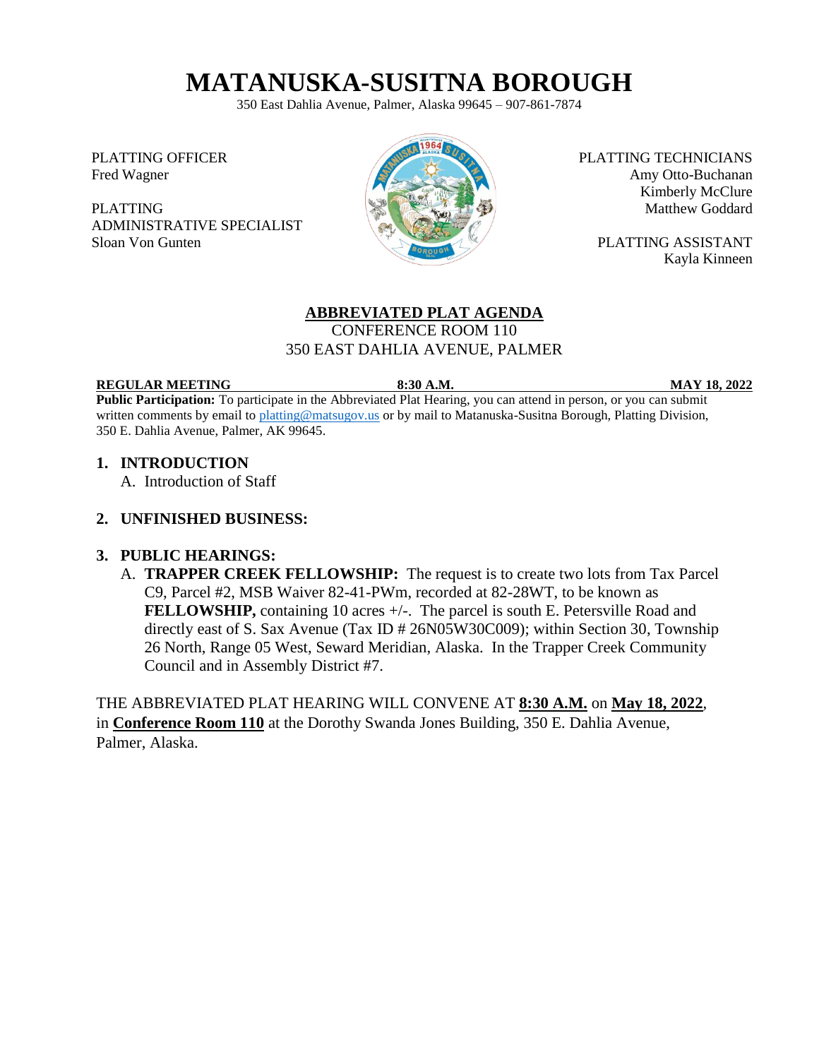# MATANUSKA-SUSITNA BOROUGH

350 East Dahlia Avenue, Palmer, Alaska 99645 – 907-861-7874

PLATTING OFFICER
Fred Wagner

PLATTING ADMINISTRATIVE SPECIALIST
Sloan Von Gunten

PLATTING TECHNICIANS
Amy Otto-Buchanan
Kimberly McClure
Matthew Goddard

PLATTING ASSISTANT
Kayla Kinneen

## ABBREVIATED PLAT AGENDA

CONFERENCE ROOM 110
350 EAST DAHLIA AVENUE, PALMER

**REGULAR MEETING** **8:30 A.M.** **MAY 18, 2022**

**Public Participation:** To participate in the Abbreviated Plat Hearing, you can attend in person, or you can submit written comments by email to platting@matsugov.us or by mail to Matanuska-Susitna Borough, Platting Division, 350 E. Dahlia Avenue, Palmer, AK 99645.

### 1. INTRODUCTION

A. Introduction of Staff

### 2. UNFINISHED BUSINESS:

### 3. PUBLIC HEARINGS:

A. **TRAPPER CREEK FELLOWSHIP:** The request is to create two lots from Tax Parcel C9, Parcel #2, MSB Waiver 82-41-PWm, recorded at 82-28WT, to be known as **FELLOWSHIP,** containing 10 acres +/-. The parcel is south E. Petersville Road and directly east of S. Sax Avenue (Tax ID # 26N05W30C009); within Section 30, Township 26 North, Range 05 West, Seward Meridian, Alaska. In the Trapper Creek Community Council and in Assembly District #7.

THE ABBREVIATED PLAT HEARING WILL CONVENE AT **8:30 A.M.** on **May 18, 2022**, in **Conference Room 110** at the Dorothy Swanda Jones Building, 350 E. Dahlia Avenue, Palmer, Alaska.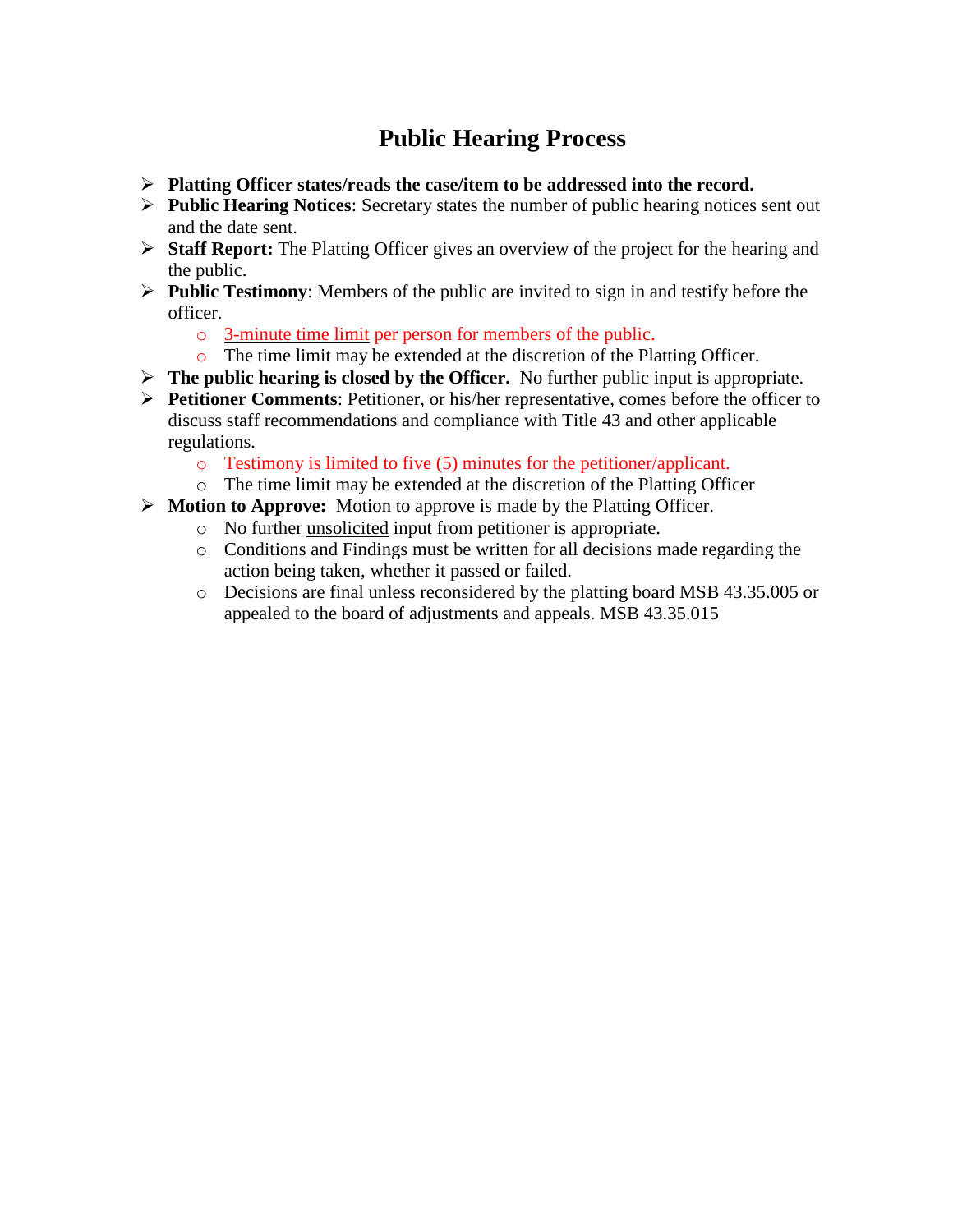# Public Hearing Process

- **Platting Officer states/reads the case/item to be addressed into the record.**
- **Public Hearing Notices**: Secretary states the number of public hearing notices sent out and the date sent.
- **Staff Report:** The Platting Officer gives an overview of the project for the hearing and the public.
- **Public Testimony**: Members of the public are invited to sign in and testify before the officer.
    - 3-minute time limit per person for members of the public.
    - The time limit may be extended at the discretion of the Platting Officer.
- **The public hearing is closed by the Officer.** No further public input is appropriate.
- **Petitioner Comments**: Petitioner, or his/her representative, comes before the officer to discuss staff recommendations and compliance with Title 43 and other applicable regulations.
    - Testimony is limited to five (5) minutes for the petitioner/applicant.
    - The time limit may be extended at the discretion of the Platting Officer
- **Motion to Approve:** Motion to approve is made by the Platting Officer.
    - No further unsolicited input from petitioner is appropriate.
    - Conditions and Findings must be written for all decisions made regarding the action being taken, whether it passed or failed.
    - Decisions are final unless reconsidered by the platting board MSB 43.35.005 or appealed to the board of adjustments and appeals. MSB 43.35.015